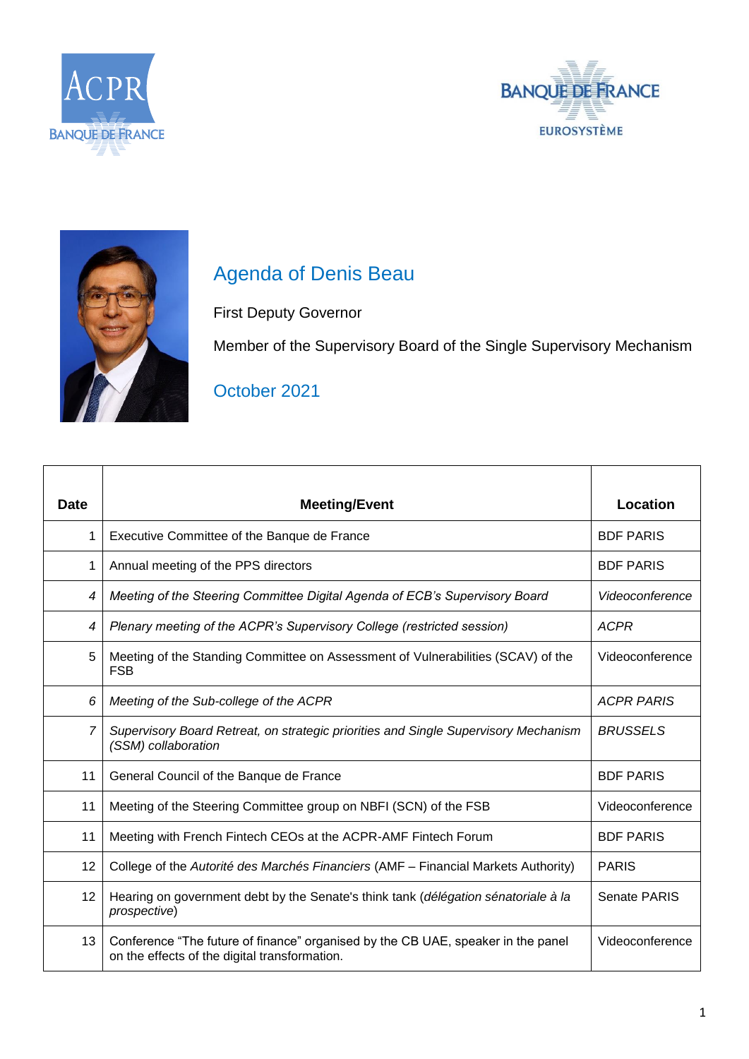# Agenda of Denis Beau

First Deputy Governor

Member of the Supervisory Board of the Single Supervisory Mechanism

## October 2021

| Date | Meeting/Event | Location |
|---|---|---|
| 1 | Executive Committee of the Banque de France | BDF PARIS |
| 1 | Annual meeting of the PPS directors | BDF PARIS |
| *4* | *Meeting of the Steering Committee Digital Agenda of ECB's Supervisory Board* | *Videoconference* |
| *4* | *Plenary meeting of the ACPR's Supervisory College (restricted session)* | *ACPR* |
| 5 | Meeting of the Standing Committee on Assessment of Vulnerabilities (SCAV) of the FSB | Videoconference |
| *6* | *Meeting of the Sub-college of the ACPR* | *ACPR PARIS* |
| *7* | *Supervisory Board Retreat, on strategic priorities and Single Supervisory Mechanism (SSM) collaboration* | *BRUSSELS* |
| 11 | General Council of the Banque de France | BDF PARIS |
| 11 | Meeting of the Steering Committee group on NBFI (SCN) of the FSB | Videoconference |
| 11 | Meeting with French Fintech CEOs at the ACPR-AMF Fintech Forum | BDF PARIS |
| 12 | College of the *Autorité des Marchés Financiers* (AMF – Financial Markets Authority) | PARIS |
| 12 | Hearing on government debt by the Senate's think tank (*délégation sénatoriale à la prospective*) | Senate PARIS |
| 13 | Conference "The future of finance" organised by the CB UAE, speaker in the panel on the effects of the digital transformation. | Videoconference |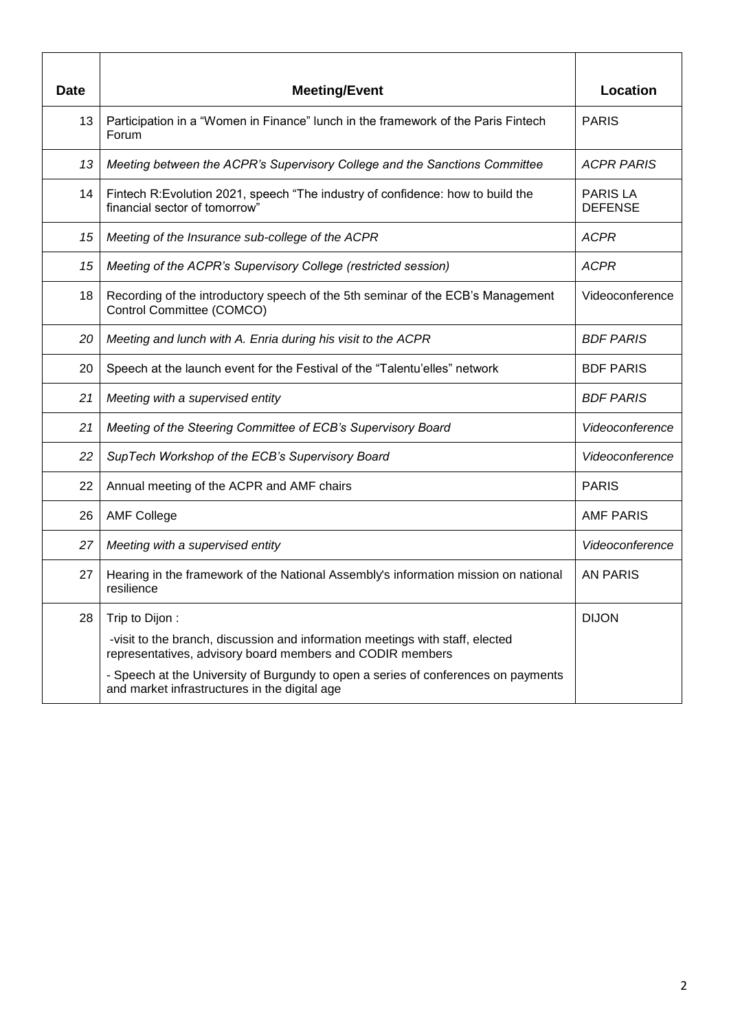| Date | Meeting/Event | Location |
|---|---|---|
| 13 | Participation in a “Women in Finance” lunch in the framework of the Paris Fintech Forum | PARIS |
| *13* | *Meeting between the ACPR’s Supervisory College and the Sanctions Committee* | *ACPR PARIS* |
| 14 | Fintech R:Evolution 2021, speech “The industry of confidence: how to build the financial sector of tomorrow” | PARIS LA DEFENSE |
| *15* | *Meeting of the Insurance sub-college of the ACPR* | *ACPR* |
| *15* | *Meeting of the ACPR’s Supervisory College (restricted session)* | *ACPR* |
| 18 | Recording of the introductory speech of the 5th seminar of the ECB’s Management Control Committee (COMCO) | Videoconference |
| *20* | *Meeting and lunch with A. Enria during his visit to the ACPR* | *BDF PARIS* |
| 20 | Speech at the launch event for the Festival of the “Talentu’elles” network | BDF PARIS |
| *21* | *Meeting with a supervised entity* | *BDF PARIS* |
| *21* | *Meeting of the Steering Committee of ECB’s Supervisory Board* | *Videoconference* |
| *22* | *SupTech Workshop of the ECB’s Supervisory Board* | *Videoconference* |
| 22 | Annual meeting of the ACPR and AMF chairs | PARIS |
| 26 | AMF College | AMF PARIS |
| *27* | *Meeting with a supervised entity* | *Videoconference* |
| 27 | Hearing in the framework of the National Assembly's information mission on national resilience | AN PARIS |
| 28 | Trip to Dijon :<br>-visit to the branch, discussion and information meetings with staff, elected representatives, advisory board members and CODIR members<br>- Speech at the University of Burgundy to open a series of conferences on payments and market infrastructures in the digital age | DIJON |